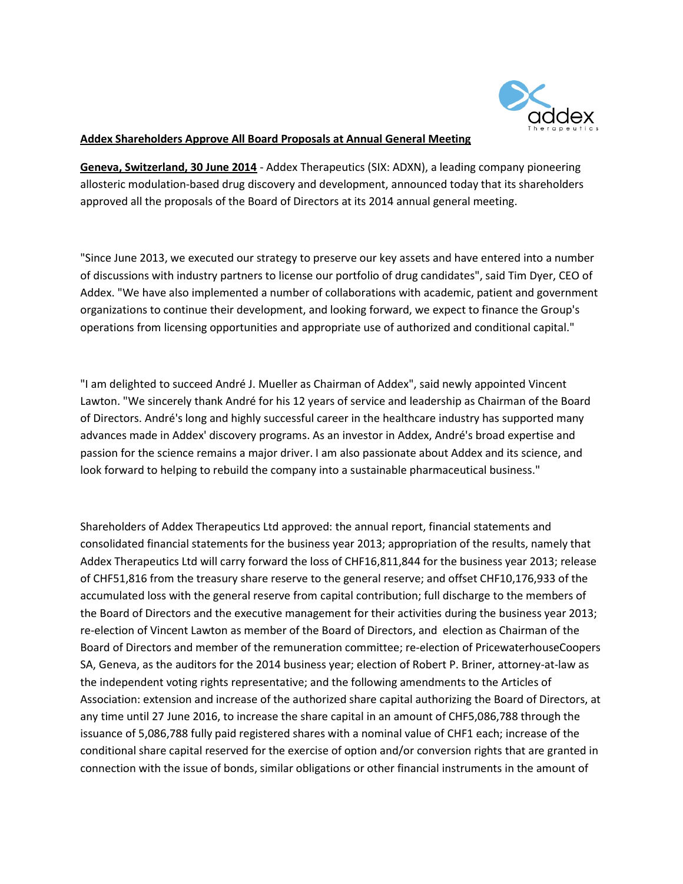**Addex Shareholders Approve All Board Proposals at Annual General Meeting**

**Geneva, Switzerland, 30 June 2014** - Addex Therapeutics (SIX: ADXN), a leading company pioneering allosteric modulation-based drug discovery and development, announced today that its shareholders approved all the proposals of the Board of Directors at its 2014 annual general meeting.

"Since June 2013, we executed our strategy to preserve our key assets and have entered into a number of discussions with industry partners to license our portfolio of drug candidates", said Tim Dyer, CEO of Addex. "We have also implemented a number of collaborations with academic, patient and government organizations to continue their development, and looking forward, we expect to finance the Group's operations from licensing opportunities and appropriate use of authorized and conditional capital."

"I am delighted to succeed André J. Mueller as Chairman of Addex", said newly appointed Vincent Lawton. "We sincerely thank André for his 12 years of service and leadership as Chairman of the Board of Directors. André's long and highly successful career in the healthcare industry has supported many advances made in Addex' discovery programs. As an investor in Addex, André's broad expertise and passion for the science remains a major driver. I am also passionate about Addex and its science, and look forward to helping to rebuild the company into a sustainable pharmaceutical business."

Shareholders of Addex Therapeutics Ltd approved: the annual report, financial statements and consolidated financial statements for the business year 2013; appropriation of the results, namely that Addex Therapeutics Ltd will carry forward the loss of CHF16,811,844 for the business year 2013; release of CHF51,816 from the treasury share reserve to the general reserve; and offset CHF10,176,933 of the accumulated loss with the general reserve from capital contribution; full discharge to the members of the Board of Directors and the executive management for their activities during the business year 2013; re-election of Vincent Lawton as member of the Board of Directors, and election as Chairman of the Board of Directors and member of the remuneration committee; re-election of PricewaterhouseCoopers SA, Geneva, as the auditors for the 2014 business year; election of Robert P. Briner, attorney-at-law as the independent voting rights representative; and the following amendments to the Articles of Association: extension and increase of the authorized share capital authorizing the Board of Directors, at any time until 27 June 2016, to increase the share capital in an amount of CHF5,086,788 through the issuance of 5,086,788 fully paid registered shares with a nominal value of CHF1 each; increase of the conditional share capital reserved for the exercise of option and/or conversion rights that are granted in connection with the issue of bonds, similar obligations or other financial instruments in the amount of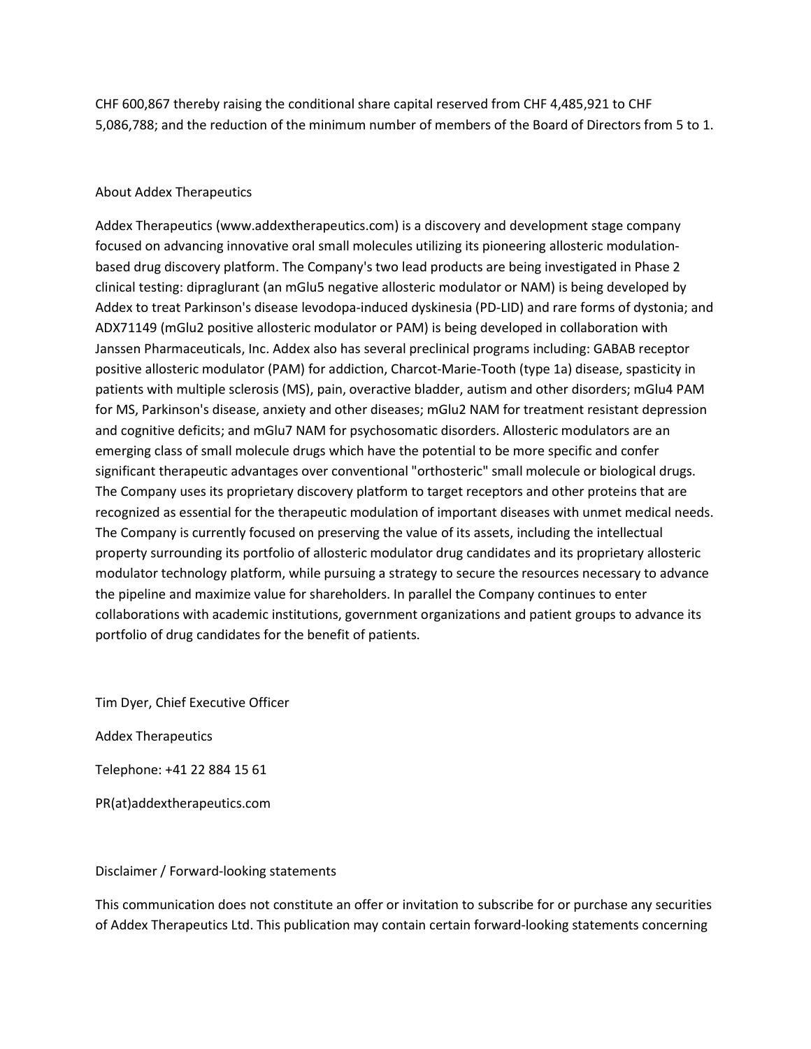CHF 600,867 thereby raising the conditional share capital reserved from CHF 4,485,921 to CHF 5,086,788; and the reduction of the minimum number of members of the Board of Directors from 5 to 1.

## About Addex Therapeutics

Addex Therapeutics (www.addextherapeutics.com) is a discovery and development stage company focused on advancing innovative oral small molecules utilizing its pioneering allosteric modulation-based drug discovery platform. The Company's two lead products are being investigated in Phase 2 clinical testing: dipraglurant (an mGlu5 negative allosteric modulator or NAM) is being developed by Addex to treat Parkinson's disease levodopa-induced dyskinesia (PD-LID) and rare forms of dystonia; and ADX71149 (mGlu2 positive allosteric modulator or PAM) is being developed in collaboration with Janssen Pharmaceuticals, Inc. Addex also has several preclinical programs including: GABAB receptor positive allosteric modulator (PAM) for addiction, Charcot-Marie-Tooth (type 1a) disease, spasticity in patients with multiple sclerosis (MS), pain, overactive bladder, autism and other disorders; mGlu4 PAM for MS, Parkinson's disease, anxiety and other diseases; mGlu2 NAM for treatment resistant depression and cognitive deficits; and mGlu7 NAM for psychosomatic disorders. Allosteric modulators are an emerging class of small molecule drugs which have the potential to be more specific and confer significant therapeutic advantages over conventional "orthosteric" small molecule or biological drugs. The Company uses its proprietary discovery platform to target receptors and other proteins that are recognized as essential for the therapeutic modulation of important diseases with unmet medical needs. The Company is currently focused on preserving the value of its assets, including the intellectual property surrounding its portfolio of allosteric modulator drug candidates and its proprietary allosteric modulator technology platform, while pursuing a strategy to secure the resources necessary to advance the pipeline and maximize value for shareholders. In parallel the Company continues to enter collaborations with academic institutions, government organizations and patient groups to advance its portfolio of drug candidates for the benefit of patients.

Tim Dyer, Chief Executive Officer

Addex Therapeutics

Telephone: +41 22 884 15 61

PR(at)addextherapeutics.com

## Disclaimer / Forward-looking statements

This communication does not constitute an offer or invitation to subscribe for or purchase any securities of Addex Therapeutics Ltd. This publication may contain certain forward-looking statements concerning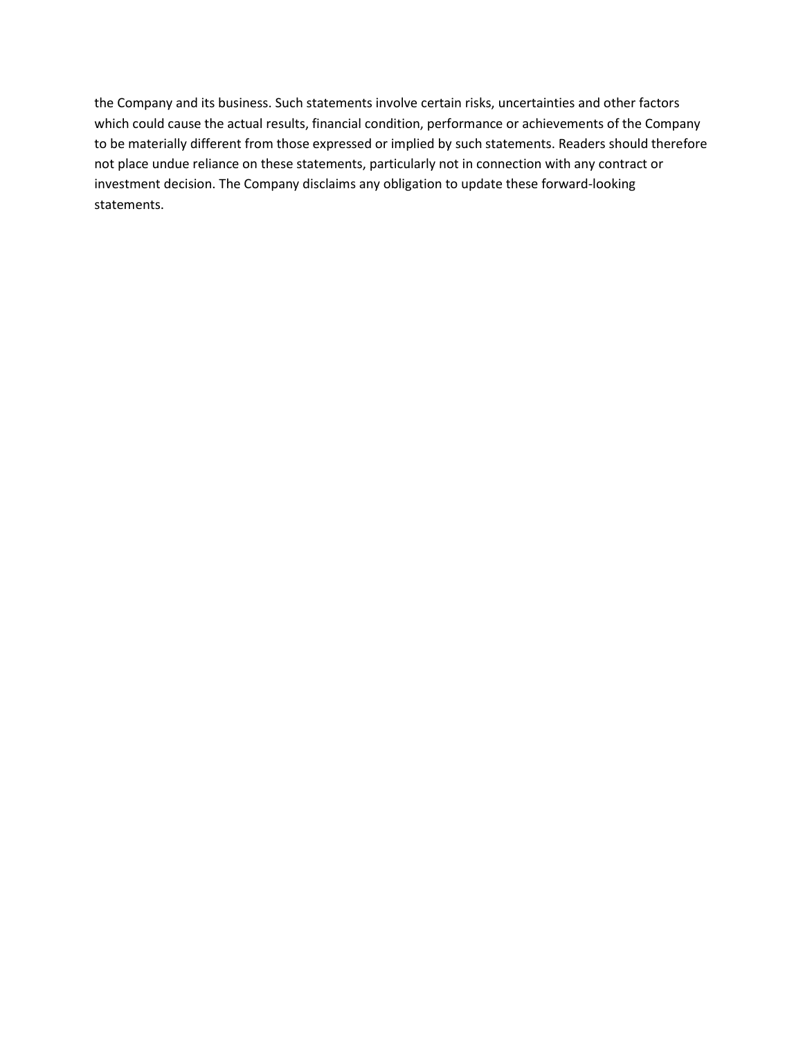the Company and its business. Such statements involve certain risks, uncertainties and other factors which could cause the actual results, financial condition, performance or achievements of the Company to be materially different from those expressed or implied by such statements. Readers should therefore not place undue reliance on these statements, particularly not in connection with any contract or investment decision. The Company disclaims any obligation to update these forward-looking statements.